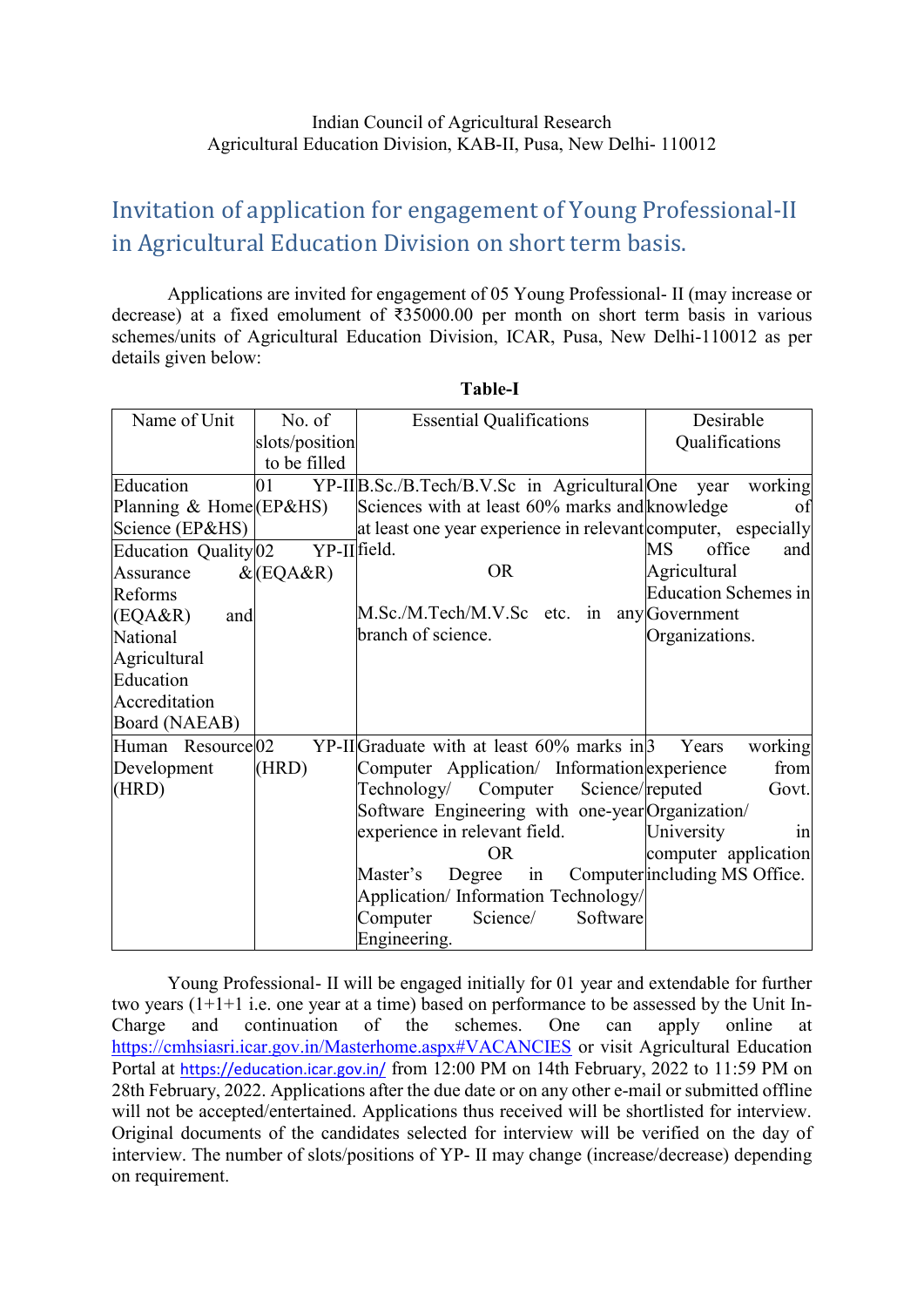Indian Council of Agricultural Research
Agricultural Education Division, KAB-II, Pusa, New Delhi- 110012

# Invitation of application for engagement of Young Professional-II in Agricultural Education Division on short term basis.

Applications are invited for engagement of 05 Young Professional- II (may increase or decrease) at a fixed emolument of ₹35000.00 per month on short term basis in various schemes/units of Agricultural Education Division, ICAR, Pusa, New Delhi-110012 as per details given below:

**Table-I**

| Name of Unit | No. of slots/position to be filled | Essential Qualifications | Desirable Qualifications |
|---|---|---|---|
| Education Planning & Home Science (EP&HS) | 01 YP-II (EP&HS) | B.Sc./B.Tech/B.V.Sc in Agricultural Sciences with at least 60% marks and at least one year experience in relevant field.<br>OR<br>M.Sc./M.Tech/M.V.Sc etc. in any branch of science. | One year working knowledge of computer, especially MS office and Agricultural Education Schemes in Government Organizations. |
| Education Quality Assurance & Reforms (EQA&R) and National Agricultural Education Accreditation Board (NAEAB) | 02 YP-II (EQA&R) | | |
| Human Resource Development (HRD) | 02 YP-II (HRD) | Graduate with at least 60% marks in Computer Application/ Information Technology/ Computer Science/ Software Engineering with one-year experience in relevant field.<br>OR<br>Master's Degree in Computer Application/ Information Technology/ Computer Science/ Software Engineering. | 3 Years working experience from reputed Govt. Organization/ University in computer application including MS Office. |

Young Professional- II will be engaged initially for 01 year and extendable for further two years (1+1+1 i.e. one year at a time) based on performance to be assessed by the Unit In-Charge and continuation of the schemes. One can apply online at https://cmhsiasri.icar.gov.in/Masterhome.aspx#VACANCIES or visit Agricultural Education Portal at https://education.icar.gov.in/ from 12:00 PM on 14th February, 2022 to 11:59 PM on 28th February, 2022. Applications after the due date or on any other e-mail or submitted offline will not be accepted/entertained. Applications thus received will be shortlisted for interview. Original documents of the candidates selected for interview will be verified on the day of interview. The number of slots/positions of YP- II may change (increase/decrease) depending on requirement.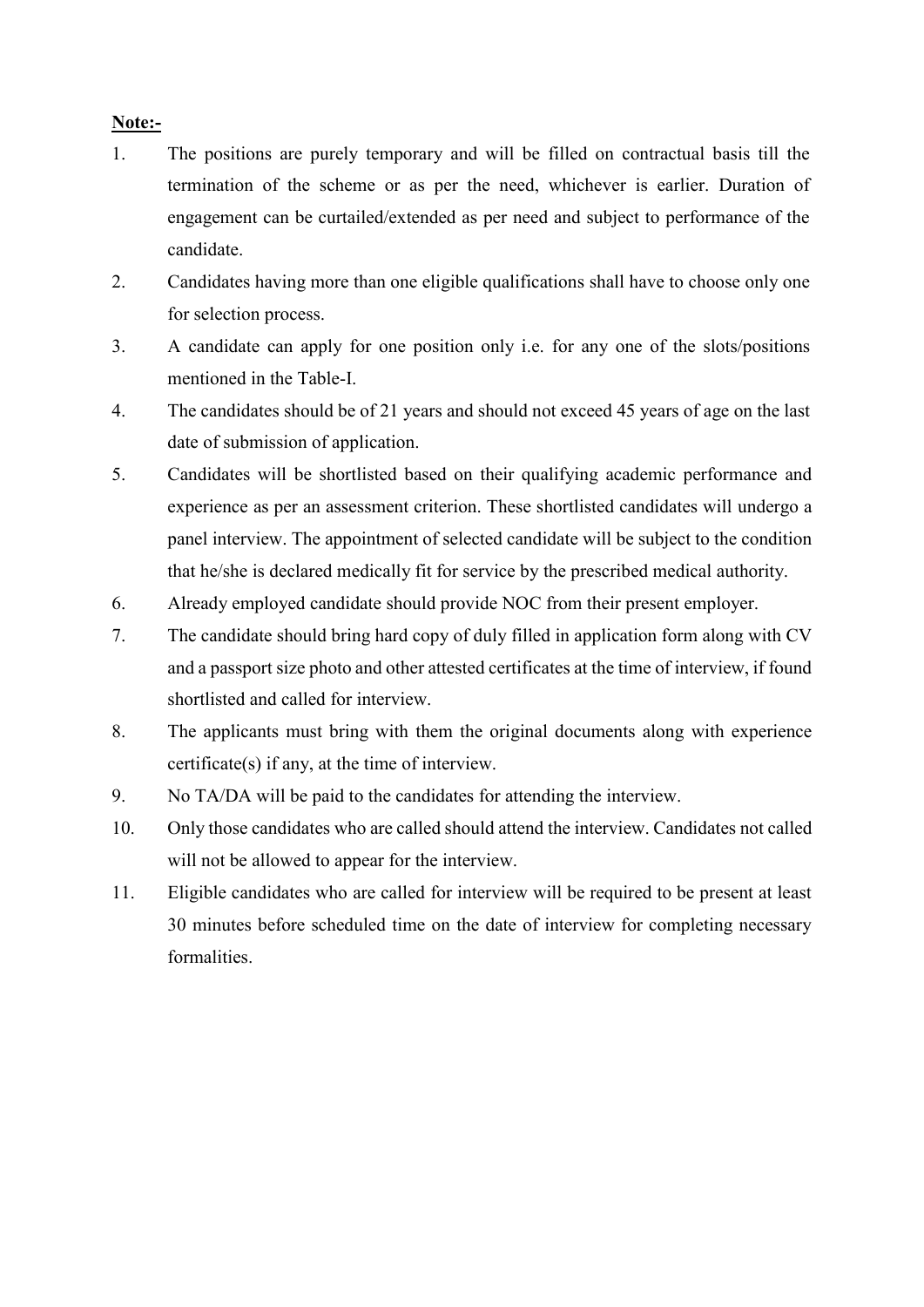**Note:-**

1. The positions are purely temporary and will be filled on contractual basis till the termination of the scheme or as per the need, whichever is earlier. Duration of engagement can be curtailed/extended as per need and subject to performance of the candidate.
2. Candidates having more than one eligible qualifications shall have to choose only one for selection process.
3. A candidate can apply for one position only i.e. for any one of the slots/positions mentioned in the Table-I.
4. The candidates should be of 21 years and should not exceed 45 years of age on the last date of submission of application.
5. Candidates will be shortlisted based on their qualifying academic performance and experience as per an assessment criterion. These shortlisted candidates will undergo a panel interview. The appointment of selected candidate will be subject to the condition that he/she is declared medically fit for service by the prescribed medical authority.
6. Already employed candidate should provide NOC from their present employer.
7. The candidate should bring hard copy of duly filled in application form along with CV and a passport size photo and other attested certificates at the time of interview, if found shortlisted and called for interview.
8. The applicants must bring with them the original documents along with experience certificate(s) if any, at the time of interview.
9. No TA/DA will be paid to the candidates for attending the interview.
10. Only those candidates who are called should attend the interview. Candidates not called will not be allowed to appear for the interview.
11. Eligible candidates who are called for interview will be required to be present at least 30 minutes before scheduled time on the date of interview for completing necessary formalities.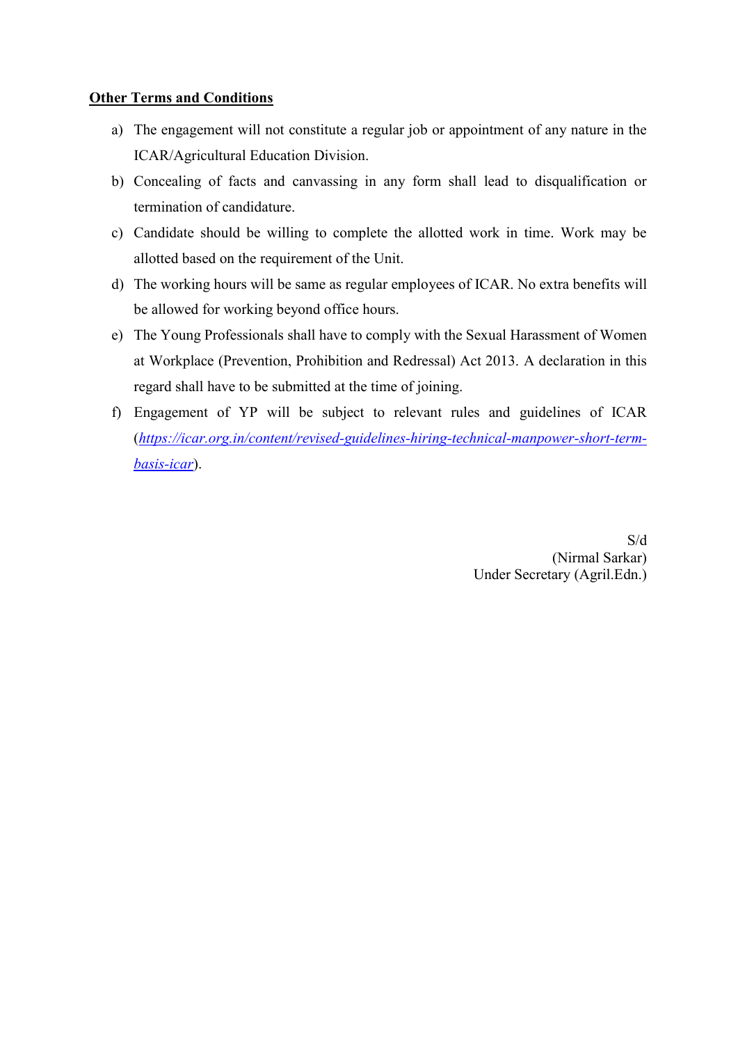**Other Terms and Conditions**

a) The engagement will not constitute a regular job or appointment of any nature in the ICAR/Agricultural Education Division.

b) Concealing of facts and canvassing in any form shall lead to disqualification or termination of candidature.

c) Candidate should be willing to complete the allotted work in time. Work may be allotted based on the requirement of the Unit.

d) The working hours will be same as regular employees of ICAR. No extra benefits will be allowed for working beyond office hours.

e) The Young Professionals shall have to comply with the Sexual Harassment of Women at Workplace (Prevention, Prohibition and Redressal) Act 2013. A declaration in this regard shall have to be submitted at the time of joining.

f) Engagement of YP will be subject to relevant rules and guidelines of ICAR (*https://icar.org.in/content/revised-guidelines-hiring-technical-manpower-short-term-basis-icar*).

S/d
(Nirmal Sarkar)
Under Secretary (Agril.Edn.)